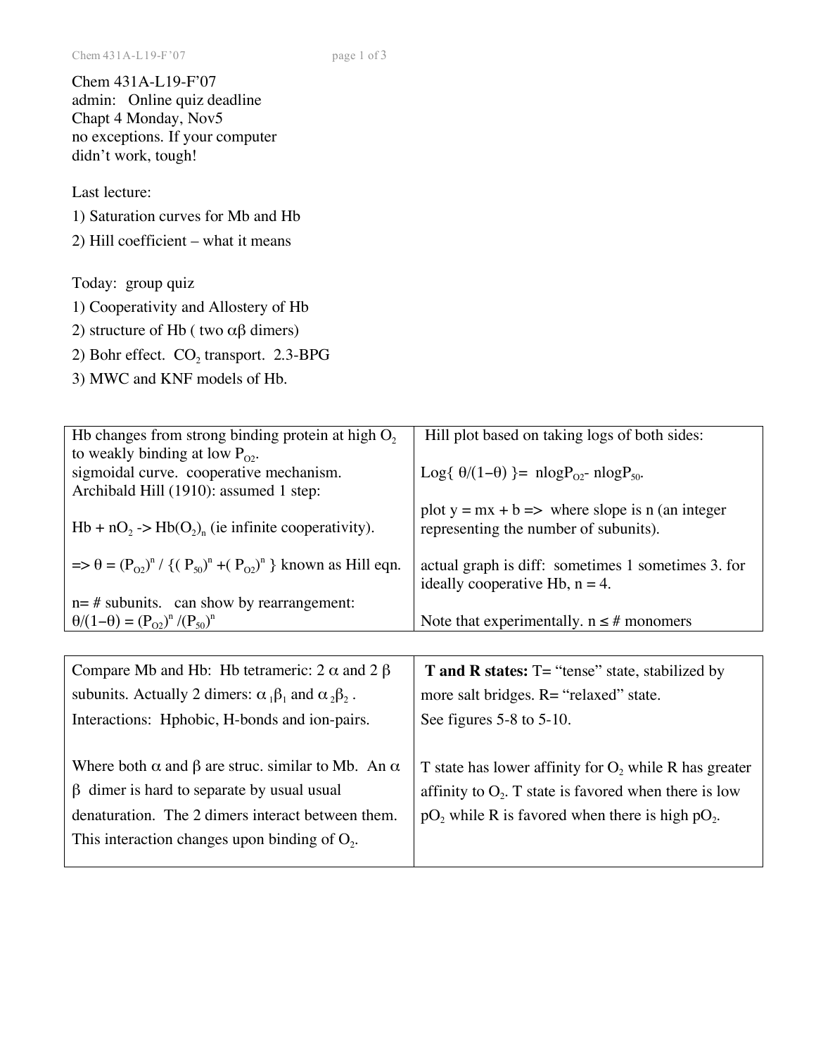Chem 431A-L19-F'07
admin: Online quiz deadline
Chapt 4 Monday, Nov5
no exceptions. If your computer
didn't work, tough!

Last lecture:

1) Saturation curves for Mb and Hb
2) Hill coefficient – what it means

Today: group quiz

1) Cooperativity and Allostery of Hb
2) structure of Hb ( two $\alpha\beta$ dimers)
2) Bohr effect. $CO_2$ transport. 2.3-BPG
3) MWC and KNF models of Hb.

| | |
|---|---|
| Hb changes from strong binding protein at high $O_2$ to weakly binding at low $P_{O2}$.<br>sigmoidal curve. cooperative mechanism.<br>Archibald Hill (1910): assumed 1 step:<br><br>$Hb + nO_2 \rightarrow Hb(O_2)_n$ (ie infinite cooperativity).<br><br>$\Rightarrow \theta = (P_{O2})^n / \{(P_{50})^n + (P_{O2})^n\}$ known as Hill eqn.<br><br>n= # subunits. can show by rearrangement:<br>$\theta/(1-\theta) = (P_{O2})^n / (P_{50})^n$ | Hill plot based on taking logs of both sides:<br><br>$\text{Log}\{\theta/(1-\theta)\} = n\log P_{O2} - n\log P_{50}$.<br><br>plot y = mx + b => where slope is n (an integer representing the number of subunits).<br><br>actual graph is diff: sometimes 1 sometimes 3. for ideally cooperative Hb, n = 4.<br><br>Note that experimentally. n ≤ # monomers |

| | |
|---|---|
| Compare Mb and Hb: Hb tetrameric: 2 $\alpha$ and 2 $\beta$ subunits. Actually 2 dimers: $\alpha_1\beta_1$ and $\alpha_2\beta_2$.<br>Interactions: Hphobic, H-bonds and ion-pairs.<br><br>Where both $\alpha$ and $\beta$ are struc. similar to Mb. An $\alpha$ $\beta$ dimer is hard to separate by usual usual denaturation. The 2 dimers interact between them. This interaction changes upon binding of $O_2$. | **T and R states:** T= "tense" state, stabilized by more salt bridges. R= "relaxed" state.<br>See figures 5-8 to 5-10.<br><br>T state has lower affinity for $O_2$ while R has greater affinity to $O_2$. T state is favored when there is low $pO_2$ while R is favored when there is high $pO_2$. |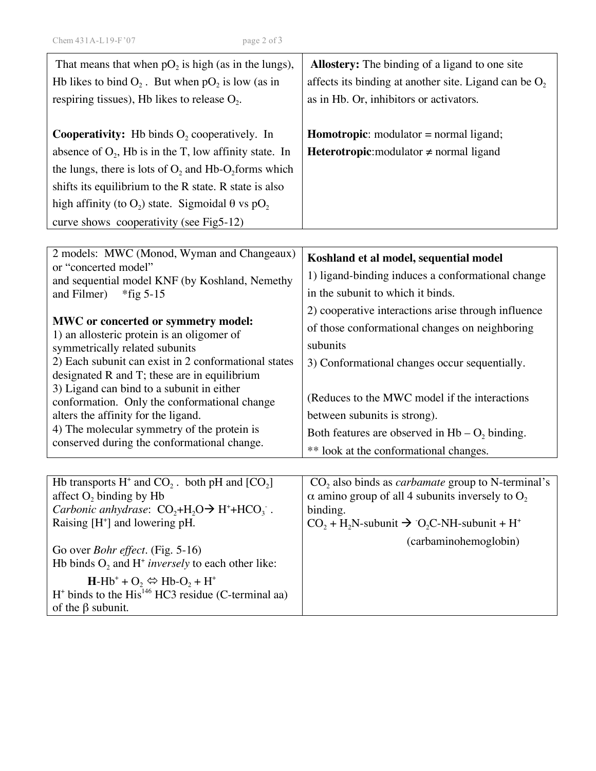That means that when $pO_2$ is high (as in the lungs), Hb likes to bind $O_2$. But when $pO_2$ is low (as in respiring tissues), Hb likes to release $O_2$.

**Cooperativity:** Hb binds $O_2$ cooperatively. In absence of $O_2$, Hb is in the T, low affinity state. In the lungs, there is lots of $O_2$ and Hb-$O_2$forms which shifts its equilibrium to the R state. R state is also high affinity (to $O_2$) state. Sigmoidal θ vs $pO_2$ curve shows cooperativity (see Fig5-12)

**Allostery:** The binding of a ligand to one site affects its binding at another site. Ligand can be $O_2$ as in Hb. Or, inhibitors or activators.

**Homotropic**: modulator = normal ligand;
**Heterotropic**:modulator ≠ normal ligand

2 models: MWC (Monod, Wyman and Changeaux) or "concerted model"
and sequential model KNF (by Koshland, Nemethy and Filmer) *fig 5-15

**MWC or concerted or symmetry model:**
1) an allosteric protein is an oligomer of symmetrically related subunits
2) Each subunit can exist in 2 conformational states designated R and T; these are in equilibrium
3) Ligand can bind to a subunit in either conformation. Only the conformational change alters the affinity for the ligand.
4) The molecular symmetry of the protein is conserved during the conformational change.

**Koshland et al model, sequential model**
1) ligand-binding induces a conformational change in the subunit to which it binds.
2) cooperative interactions arise through influence of those conformational changes on neighboring subunits
3) Conformational changes occur sequentially.

(Reduces to the MWC model if the interactions between subunits is strong).
Both features are observed in Hb – $O_2$ binding.
** look at the conformational changes.

Hb transports $H^+$ and $CO_2$. both pH and $[CO_2]$ affect $O_2$ binding by Hb
*Carbonic anhydrase*: $CO_2 + H_2O \rightarrow H^+ + HCO_3^-$.
Raising $[H^+]$ and lowering pH.

Go over *Bohr effect*. (Fig. 5-16)
Hb binds $O_2$ and $H^+$ *inversely* to each other like:

$$\mathbf{H}\text{-Hb}^+ + O_2 \Leftrightarrow \text{Hb-}O_2 + H^+$$

$H^+$ binds to the $His^{146}$ HC3 residue (C-terminal aa) of the β subunit.

$CO_2$ also binds as *carbamate* group to N-terminal's α amino group of all 4 subunits inversely to $O_2$ binding.

$$CO_2 + H_2N\text{-subunit} \rightarrow {}^-O_2C\text{-NH-subunit} + H^+$$

(carbaminohemoglobin)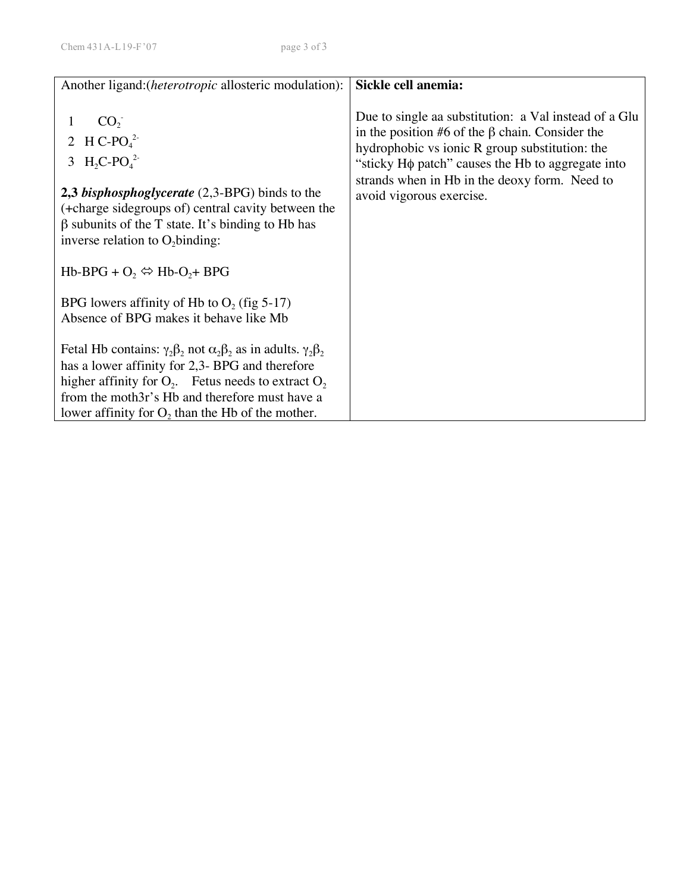| Another ligand:(*heterotropic* allosteric modulation): | **Sickle cell anemia:** |
|---|---|
| 1 $CO_2^-$<br>2 H C-$PO_4^{2-}$<br>3 $H_2C$-$PO_4^{2-}$<br><br>**2,3 *bisphosphoglycerate*** (2,3-BPG) binds to the (+charge sidegroups of) central cavity between the β subunits of the T state. It's binding to Hb has inverse relation to $O_2$binding:<br><br>Hb-BPG + $O_2$ ⇔ Hb-$O_2$+ BPG<br><br>BPG lowers affinity of Hb to $O_2$ (fig 5-17)<br>Absence of BPG makes it behave like Mb<br><br>Fetal Hb contains: $\gamma_2\beta_2$ not $\alpha_2\beta_2$ as in adults. $\gamma_2\beta_2$ has a lower affinity for 2,3- BPG and therefore higher affinity for $O_2$. Fetus needs to extract $O_2$ from the moth3r's Hb and therefore must have a lower affinity for $O_2$ than the Hb of the mother. | Due to single aa substitution: a Val instead of a Glu in the position #6 of the β chain. Consider the hydrophobic vs ionic R group substitution: the "sticky Hϕ patch" causes the Hb to aggregate into strands when in Hb in the deoxy form. Need to avoid vigorous exercise. |